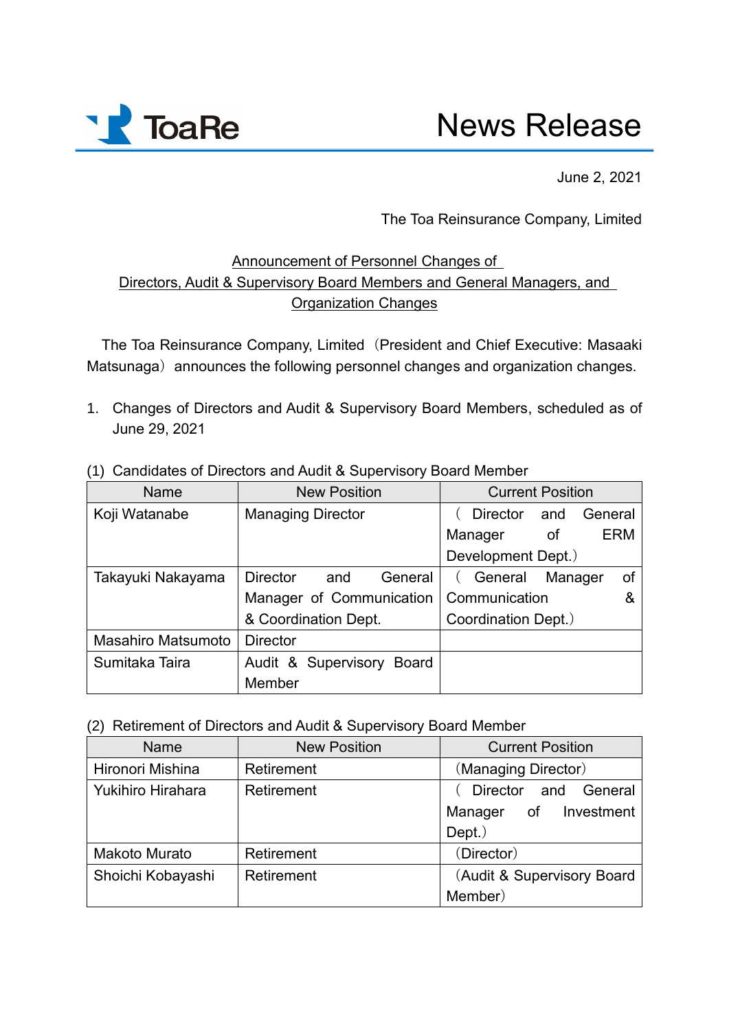ToaRe

# News Release

June 2, 2021

The Toa Reinsurance Company, Limited

## Announcement of Personnel Changes of Directors, Audit & Supervisory Board Members and General Managers, and Organization Changes

The Toa Reinsurance Company, Limited（President and Chief Executive: Masaaki Matsunaga）announces the following personnel changes and organization changes.

1. Changes of Directors and Audit & Supervisory Board Members, scheduled as of June 29, 2021

(1) Candidates of Directors and Audit & Supervisory Board Member

| Name | New Position | Current Position |
|---|---|---|
| Koji Watanabe | Managing Director | （Director and General Manager of ERM Development Dept.） |
| Takayuki Nakayama | Director and General Manager of Communication & Coordination Dept. | （General Manager of Communication & Coordination Dept.） |
| Masahiro Matsumoto | Director | |
| Sumitaka Taira | Audit & Supervisory Board Member | |

(2) Retirement of Directors and Audit & Supervisory Board Member

| Name | New Position | Current Position |
|---|---|---|
| Hironori Mishina | Retirement | （Managing Director） |
| Yukihiro Hirahara | Retirement | （Director and General Manager of Investment Dept.） |
| Makoto Murato | Retirement | （Director） |
| Shoichi Kobayashi | Retirement | （Audit & Supervisory Board Member） |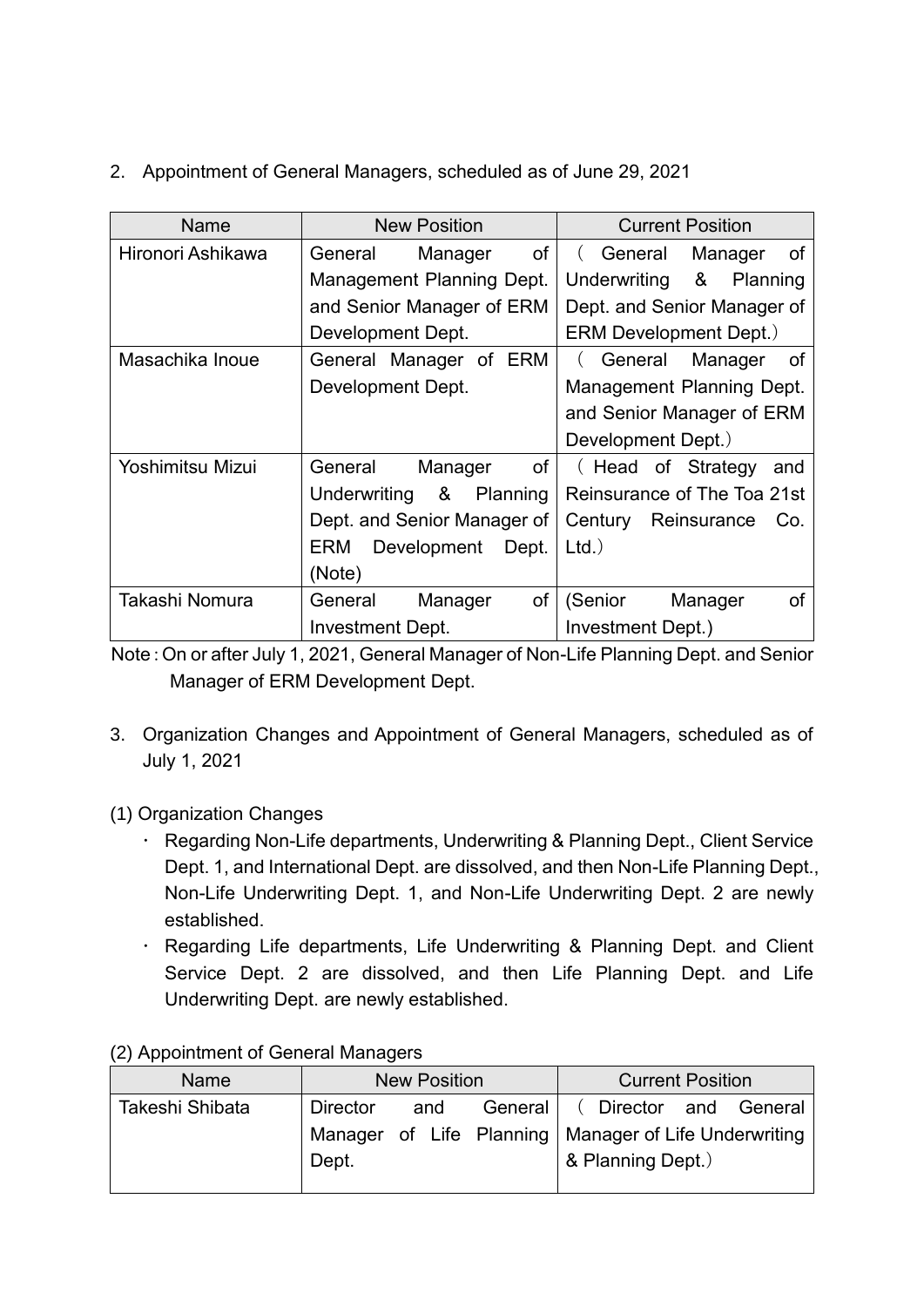2. Appointment of General Managers, scheduled as of June 29, 2021

| Name | New Position | Current Position |
|---|---|---|
| Hironori Ashikawa | General Manager of Management Planning Dept. and Senior Manager of ERM Development Dept. | （General Manager of Underwriting & Planning Dept. and Senior Manager of ERM Development Dept.） |
| Masachika Inoue | General Manager of ERM Development Dept. | （General Manager of Management Planning Dept. and Senior Manager of ERM Development Dept.） |
| Yoshimitsu Mizui | General Manager of Underwriting & Planning Dept. and Senior Manager of ERM Development Dept. (Note) | （Head of Strategy and Reinsurance of The Toa 21st Century Reinsurance Co. Ltd.） |
| Takashi Nomura | General Manager of Investment Dept. | (Senior Manager of Investment Dept.) |

Note : On or after July 1, 2021, General Manager of Non-Life Planning Dept. and Senior Manager of ERM Development Dept.

3. Organization Changes and Appointment of General Managers, scheduled as of July 1, 2021

(1) Organization Changes

- Regarding Non-Life departments, Underwriting & Planning Dept., Client Service Dept. 1, and International Dept. are dissolved, and then Non-Life Planning Dept., Non-Life Underwriting Dept. 1, and Non-Life Underwriting Dept. 2 are newly established.
- Regarding Life departments, Life Underwriting & Planning Dept. and Client Service Dept. 2 are dissolved, and then Life Planning Dept. and Life Underwriting Dept. are newly established.

(2) Appointment of General Managers

| Name | New Position | Current Position |
|---|---|---|
| Takeshi Shibata | Director and General Manager of Life Planning Dept. | （Director and General Manager of Life Underwriting & Planning Dept.） |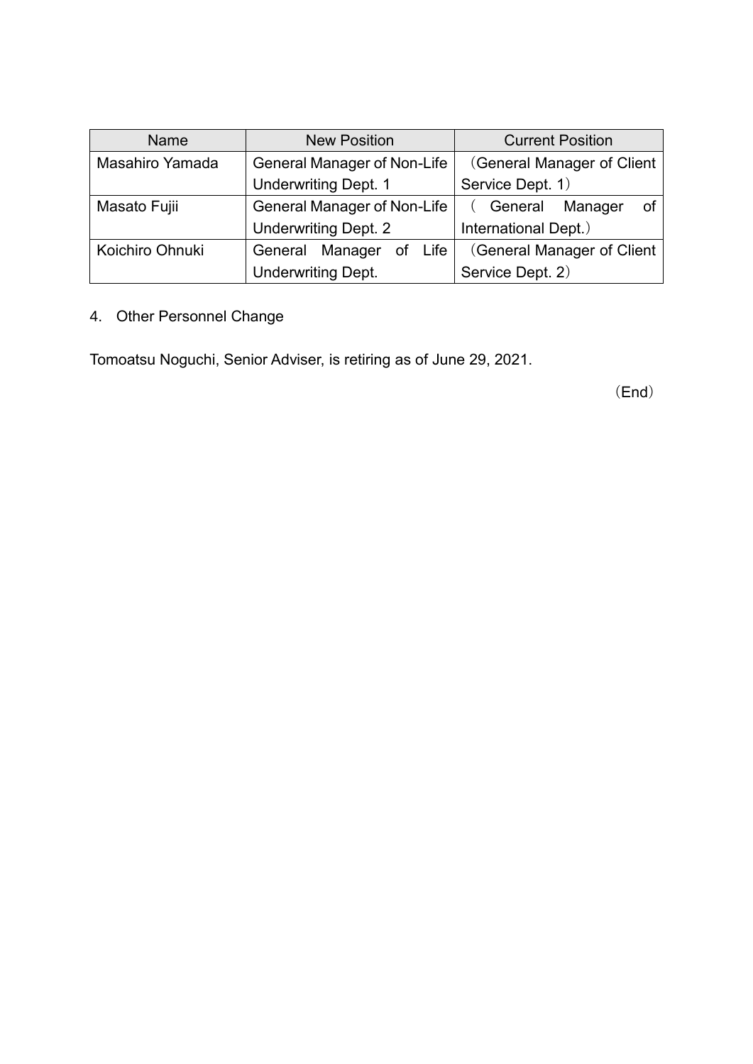| Name | New Position | Current Position |
|---|---|---|
| Masahiro Yamada | General Manager of Non-Life Underwriting Dept. 1 | （General Manager of Client Service Dept. 1） |
| Masato Fujii | General Manager of Non-Life Underwriting Dept. 2 | （General Manager of International Dept.） |
| Koichiro Ohnuki | General Manager of Life Underwriting Dept. | （General Manager of Client Service Dept. 2） |

4. Other Personnel Change

Tomoatsu Noguchi, Senior Adviser, is retiring as of June 29, 2021.

（End）